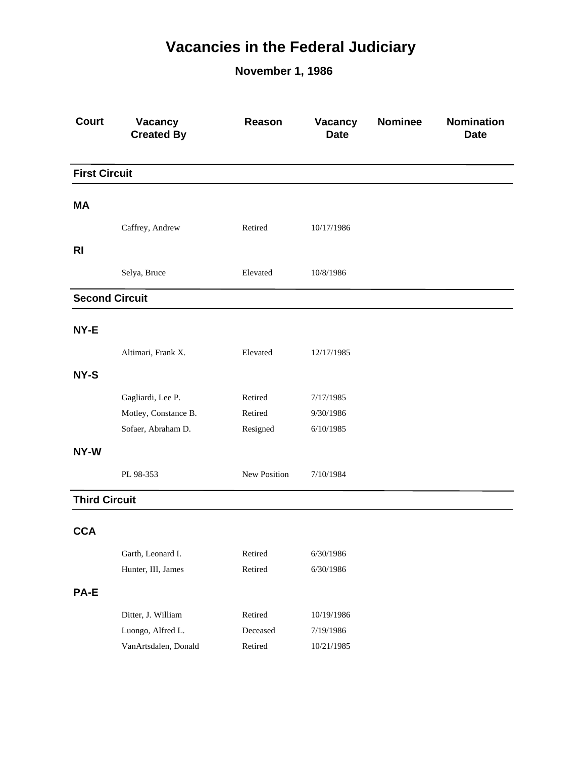# Vacancies in the Federal Judiciary

## November 1, 1986

| Court | Vacancy Created By | Reason | Vacancy Date | Nominee | Nomination Date |
|---|---|---|---|---|---|
| **First Circuit** | | | | | |
| **MA** | | | | | |
| | Caffrey, Andrew | Retired | 10/17/1986 | | |
| **RI** | | | | | |
| | Selya, Bruce | Elevated | 10/8/1986 | | |
| **Second Circuit** | | | | | |
| **NY-E** | | | | | |
| | Altimari, Frank X. | Elevated | 12/17/1985 | | |
| **NY-S** | | | | | |
| | Gagliardi, Lee P. | Retired | 7/17/1985 | | |
| | Motley, Constance B. | Retired | 9/30/1986 | | |
| | Sofaer, Abraham D. | Resigned | 6/10/1985 | | |
| **NY-W** | | | | | |
| | PL 98-353 | New Position | 7/10/1984 | | |
| **Third Circuit** | | | | | |
| **CCA** | | | | | |
| | Garth, Leonard I. | Retired | 6/30/1986 | | |
| | Hunter, III, James | Retired | 6/30/1986 | | |
| **PA-E** | | | | | |
| | Ditter, J. William | Retired | 10/19/1986 | | |
| | Luongo, Alfred L. | Deceased | 7/19/1986 | | |
| | VanArtsdalen, Donald | Retired | 10/21/1985 | | |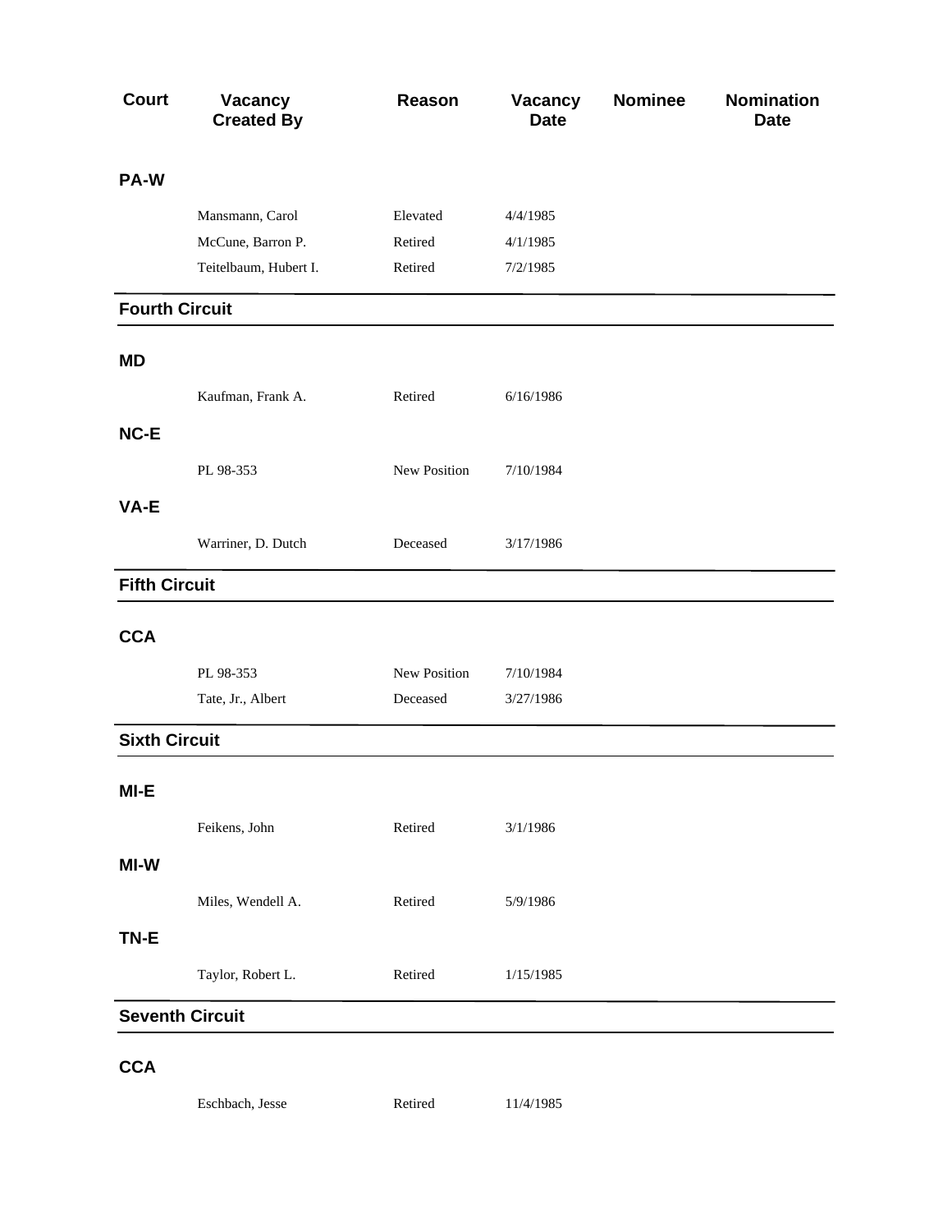| Court | Vacancy Created By | Reason | Vacancy Date | Nominee | Nomination Date |
|---|---|---|---|---|---|
| **PA-W** | | | | | |
| | Mansmann, Carol | Elevated | 4/4/1985 | | |
| | McCune, Barron P. | Retired | 4/1/1985 | | |
| | Teitelbaum, Hubert I. | Retired | 7/2/1985 | | |
| **Fourth Circuit** | | | | | |
| **MD** | | | | | |
| | Kaufman, Frank A. | Retired | 6/16/1986 | | |
| **NC-E** | | | | | |
| | PL 98-353 | New Position | 7/10/1984 | | |
| **VA-E** | | | | | |
| | Warriner, D. Dutch | Deceased | 3/17/1986 | | |
| **Fifth Circuit** | | | | | |
| **CCA** | | | | | |
| | PL 98-353 | New Position | 7/10/1984 | | |
| | Tate, Jr., Albert | Deceased | 3/27/1986 | | |
| **Sixth Circuit** | | | | | |
| **MI-E** | | | | | |
| | Feikens, John | Retired | 3/1/1986 | | |
| **MI-W** | | | | | |
| | Miles, Wendell A. | Retired | 5/9/1986 | | |
| **TN-E** | | | | | |
| | Taylor, Robert L. | Retired | 1/15/1985 | | |
| **Seventh Circuit** | | | | | |
| **CCA** | | | | | |
| | Eschbach, Jesse | Retired | 11/4/1985 | | |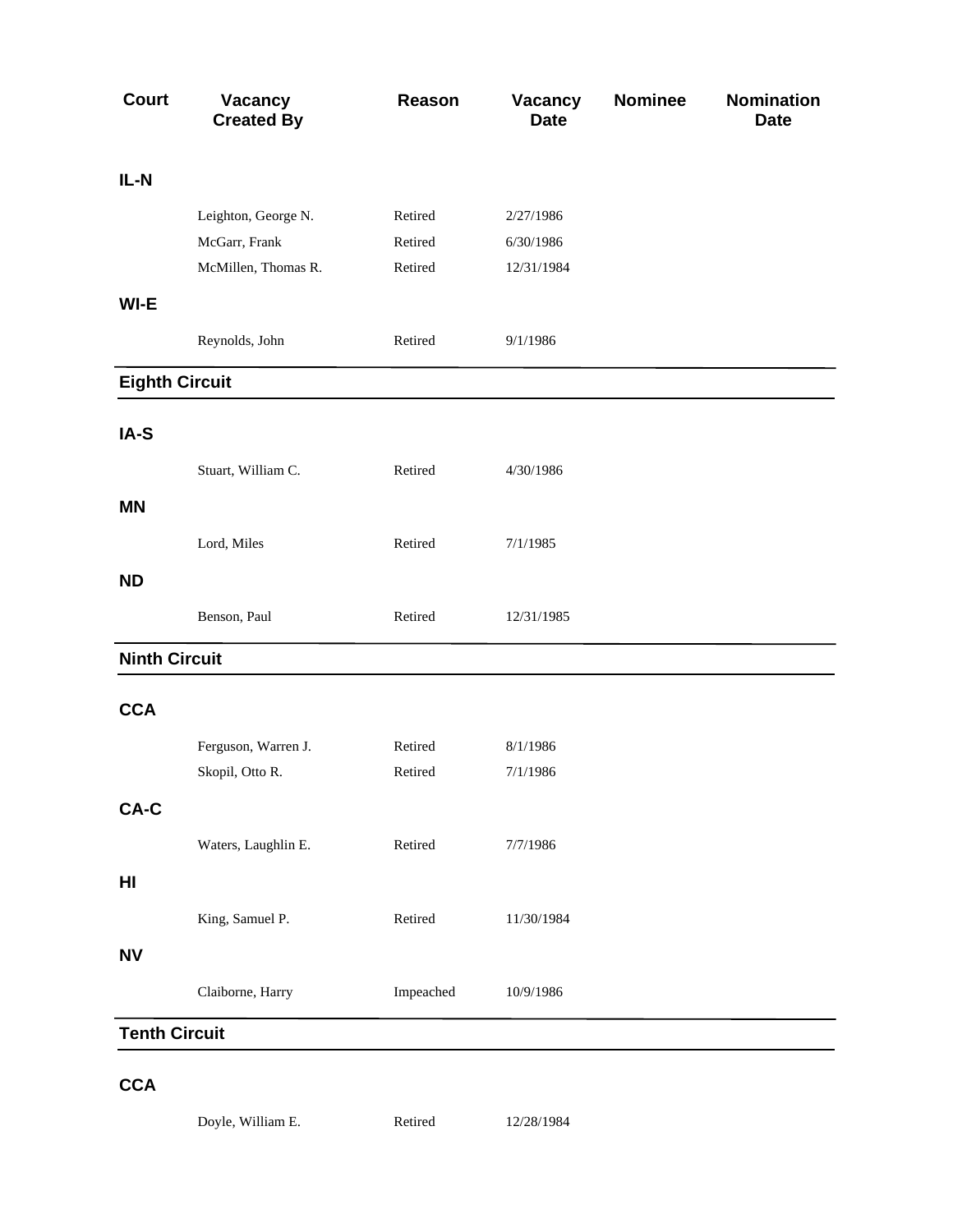| Court | Vacancy Created By | Reason | Vacancy Date | Nominee | Nomination Date |
|---|---|---|---|---|---|
| **IL-N** | | | | | |
| | Leighton, George N. | Retired | 2/27/1986 | | |
| | McGarr, Frank | Retired | 6/30/1986 | | |
| | McMillen, Thomas R. | Retired | 12/31/1984 | | |
| **WI-E** | | | | | |
| | Reynolds, John | Retired | 9/1/1986 | | |

## Eighth Circuit

| Court | Vacancy Created By | Reason | Vacancy Date | Nominee | Nomination Date |
|---|---|---|---|---|---|
| **IA-S** | | | | | |
| | Stuart, William C. | Retired | 4/30/1986 | | |
| **MN** | | | | | |
| | Lord, Miles | Retired | 7/1/1985 | | |
| **ND** | | | | | |
| | Benson, Paul | Retired | 12/31/1985 | | |

## Ninth Circuit

| Court | Vacancy Created By | Reason | Vacancy Date | Nominee | Nomination Date |
|---|---|---|---|---|---|
| **CCA** | | | | | |
| | Ferguson, Warren J. | Retired | 8/1/1986 | | |
| | Skopil, Otto R. | Retired | 7/1/1986 | | |
| **CA-C** | | | | | |
| | Waters, Laughlin E. | Retired | 7/7/1986 | | |
| **HI** | | | | | |
| | King, Samuel P. | Retired | 11/30/1984 | | |
| **NV** | | | | | |
| | Claiborne, Harry | Impeached | 10/9/1986 | | |

## Tenth Circuit

| Court | Vacancy Created By | Reason | Vacancy Date | Nominee | Nomination Date |
|---|---|---|---|---|---|
| **CCA** | | | | | |
| | Doyle, William E. | Retired | 12/28/1984 | | |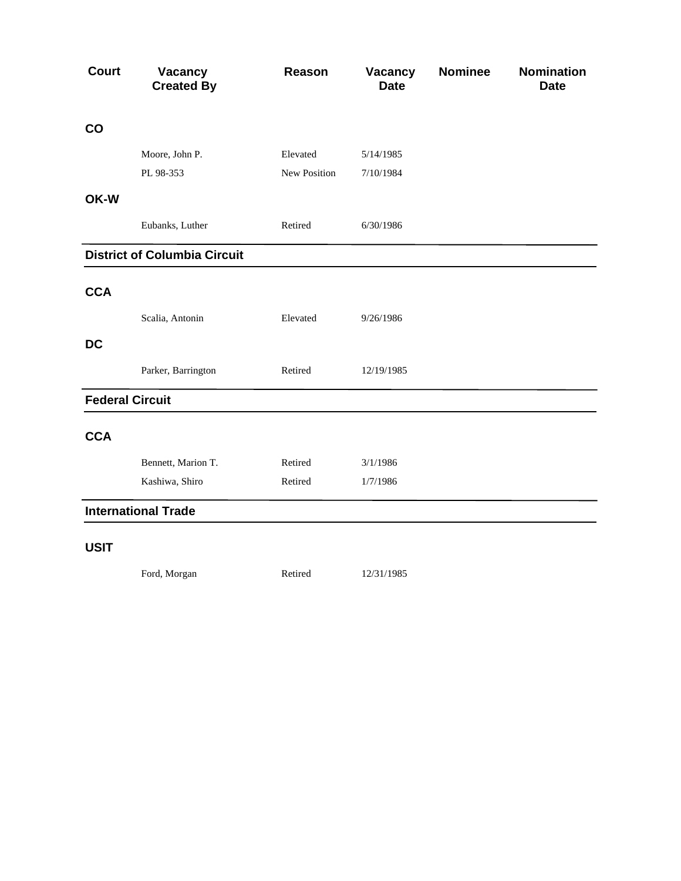| Court | Vacancy Created By | Reason | Vacancy Date | Nominee | Nomination Date |
|---|---|---|---|---|---|
| **CO** | | | | | |
| | Moore, John P. | Elevated | 5/14/1985 | | |
| | PL 98-353 | New Position | 7/10/1984 | | |
| **OK-W** | | | | | |
| | Eubanks, Luther | Retired | 6/30/1986 | | |

## District of Columbia Circuit

| Court | Vacancy Created By | Reason | Vacancy Date | Nominee | Nomination Date |
|---|---|---|---|---|---|
| **CCA** | | | | | |
| | Scalia, Antonin | Elevated | 9/26/1986 | | |
| **DC** | | | | | |
| | Parker, Barrington | Retired | 12/19/1985 | | |

## Federal Circuit

| Court | Vacancy Created By | Reason | Vacancy Date | Nominee | Nomination Date |
|---|---|---|---|---|---|
| **CCA** | | | | | |
| | Bennett, Marion T. | Retired | 3/1/1986 | | |
| | Kashiwa, Shiro | Retired | 1/7/1986 | | |

## International Trade

| Court | Vacancy Created By | Reason | Vacancy Date | Nominee | Nomination Date |
|---|---|---|---|---|---|
| **USIT** | | | | | |
| | Ford, Morgan | Retired | 12/31/1985 | | |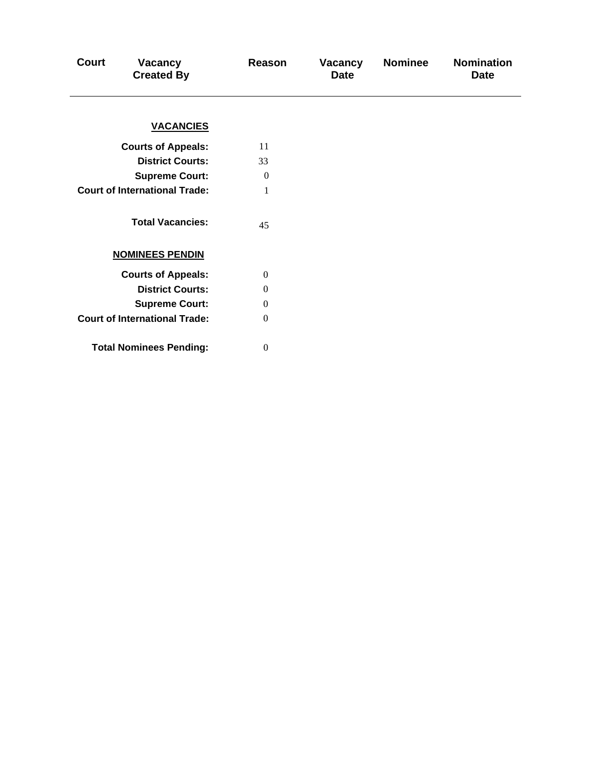| Court | Vacancy Created By | Reason | Vacancy Date | Nominee | Nomination Date |
|---|---|---|---|---|---|

**VACANCIES**

| | |
|---|---|
| **Courts of Appeals:** | 11 |
| **District Courts:** | 33 |
| **Supreme Court:** | 0 |
| **Court of International Trade:** | 1 |
| **Total Vacancies:** | 45 |

**NOMINEES PENDIN**

| | |
|---|---|
| **Courts of Appeals:** | 0 |
| **District Courts:** | 0 |
| **Supreme Court:** | 0 |
| **Court of International Trade:** | 0 |
| **Total Nominees Pending:** | 0 |